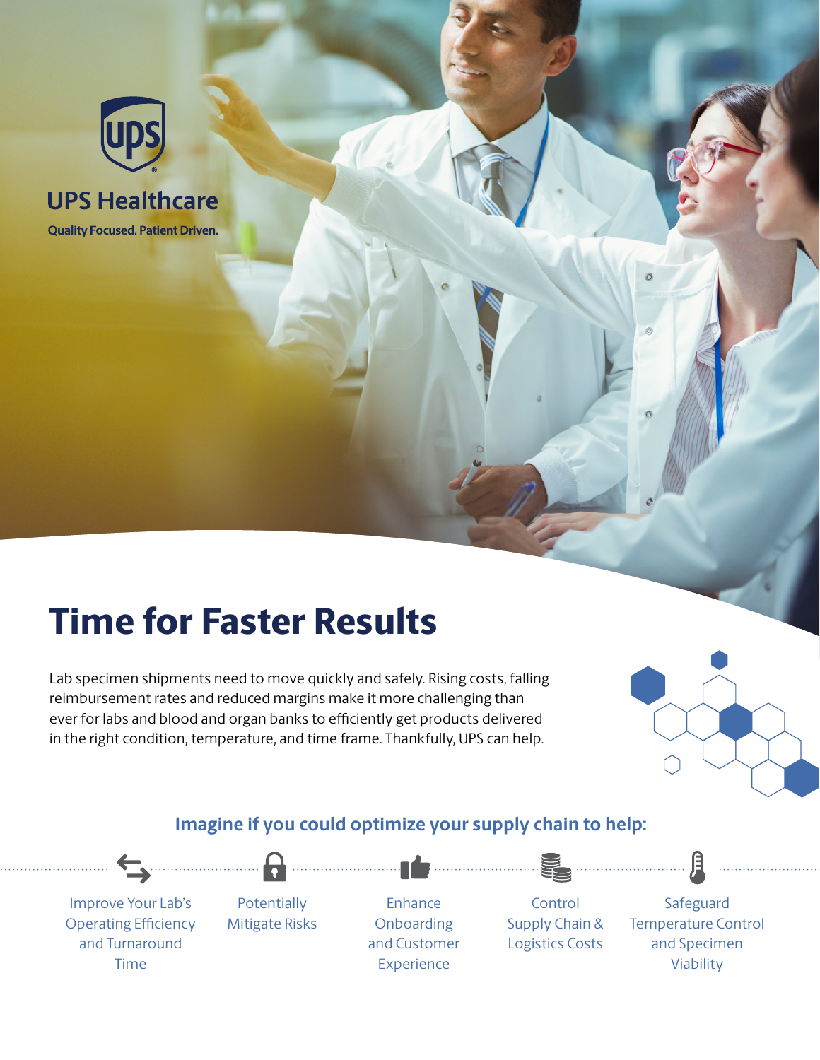UPS Healthcare

**Quality Focused. Patient Driven.**

# Time for Faster Results

Lab specimen shipments need to move quickly and safely. Rising costs, falling reimbursement rates and reduced margins make it more challenging than ever for labs and blood and organ banks to efficiently get products delivered in the right condition, temperature, and time frame. Thankfully, UPS can help.

## Imagine if you could optimize your supply chain to help:

- Improve Your Lab's Operating Efficiency and Turnaround Time
- Potentially Mitigate Risks
- Enhance Onboarding and Customer Experience
- Control Supply Chain & Logistics Costs
- Safeguard Temperature Control and Specimen Viability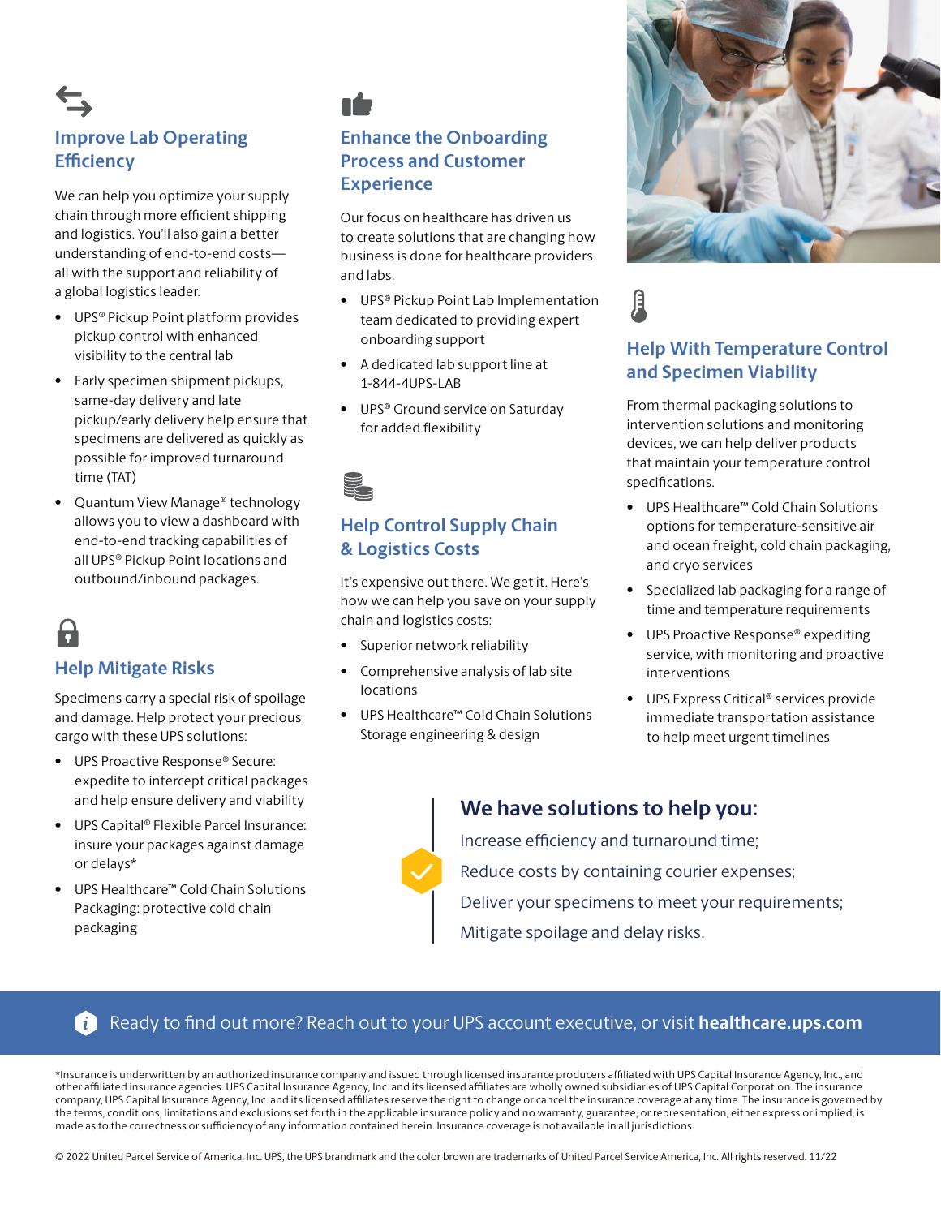## Improve Lab Operating Efficiency

We can help you optimize your supply chain through more efficient shipping and logistics. You'll also gain a better understanding of end-to-end costs—all with the support and reliability of a global logistics leader.

- UPS® Pickup Point platform provides pickup control with enhanced visibility to the central lab
- Early specimen shipment pickups, same-day delivery and late pickup/early delivery help ensure that specimens are delivered as quickly as possible for improved turnaround time (TAT)
- Quantum View Manage® technology allows you to view a dashboard with end-to-end tracking capabilities of all UPS® Pickup Point locations and outbound/inbound packages.

## Help Mitigate Risks

Specimens carry a special risk of spoilage and damage. Help protect your precious cargo with these UPS solutions:

- UPS Proactive Response® Secure: expedite to intercept critical packages and help ensure delivery and viability
- UPS Capital® Flexible Parcel Insurance: insure your packages against damage or delays*
- UPS Healthcare™ Cold Chain Solutions Packaging: protective cold chain packaging

## Enhance the Onboarding Process and Customer Experience

Our focus on healthcare has driven us to create solutions that are changing how business is done for healthcare providers and labs.

- UPS® Pickup Point Lab Implementation team dedicated to providing expert onboarding support
- A dedicated lab support line at 1-844-4UPS-LAB
- UPS® Ground service on Saturday for added flexibility

## Help Control Supply Chain & Logistics Costs

It's expensive out there. We get it. Here's how we can help you save on your supply chain and logistics costs:

- Superior network reliability
- Comprehensive analysis of lab site locations
- UPS Healthcare™ Cold Chain Solutions Storage engineering & design

## Help With Temperature Control and Specimen Viability

From thermal packaging solutions to intervention solutions and monitoring devices, we can help deliver products that maintain your temperature control specifications.

- UPS Healthcare™ Cold Chain Solutions options for temperature-sensitive air and ocean freight, cold chain packaging, and cryo services
- Specialized lab packaging for a range of time and temperature requirements
- UPS Proactive Response® expediting service, with monitoring and proactive interventions
- UPS Express Critical® services provide immediate transportation assistance to help meet urgent timelines

## We have solutions to help you:

Increase efficiency and turnaround time;

Reduce costs by containing courier expenses;

Deliver your specimens to meet your requirements;

Mitigate spoilage and delay risks.

Ready to find out more? Reach out to your UPS account executive, or visit **healthcare.ups.com**

*Insurance is underwritten by an authorized insurance company and issued through licensed insurance producers affiliated with UPS Capital Insurance Agency, Inc., and other affiliated insurance agencies. UPS Capital Insurance Agency, Inc. and its licensed affiliates are wholly owned subsidiaries of UPS Capital Corporation. The insurance company, UPS Capital Insurance Agency, Inc. and its licensed affiliates reserve the right to change or cancel the insurance coverage at any time. The insurance is governed by the terms, conditions, limitations and exclusions set forth in the applicable insurance policy and no warranty, guarantee, or representation, either express or implied, is made as to the correctness or sufficiency of any information contained herein. Insurance coverage is not available in all jurisdictions.

© 2022 United Parcel Service of America, Inc. UPS, the UPS brandmark and the color brown are trademarks of United Parcel Service America, Inc. All rights reserved. 11/22